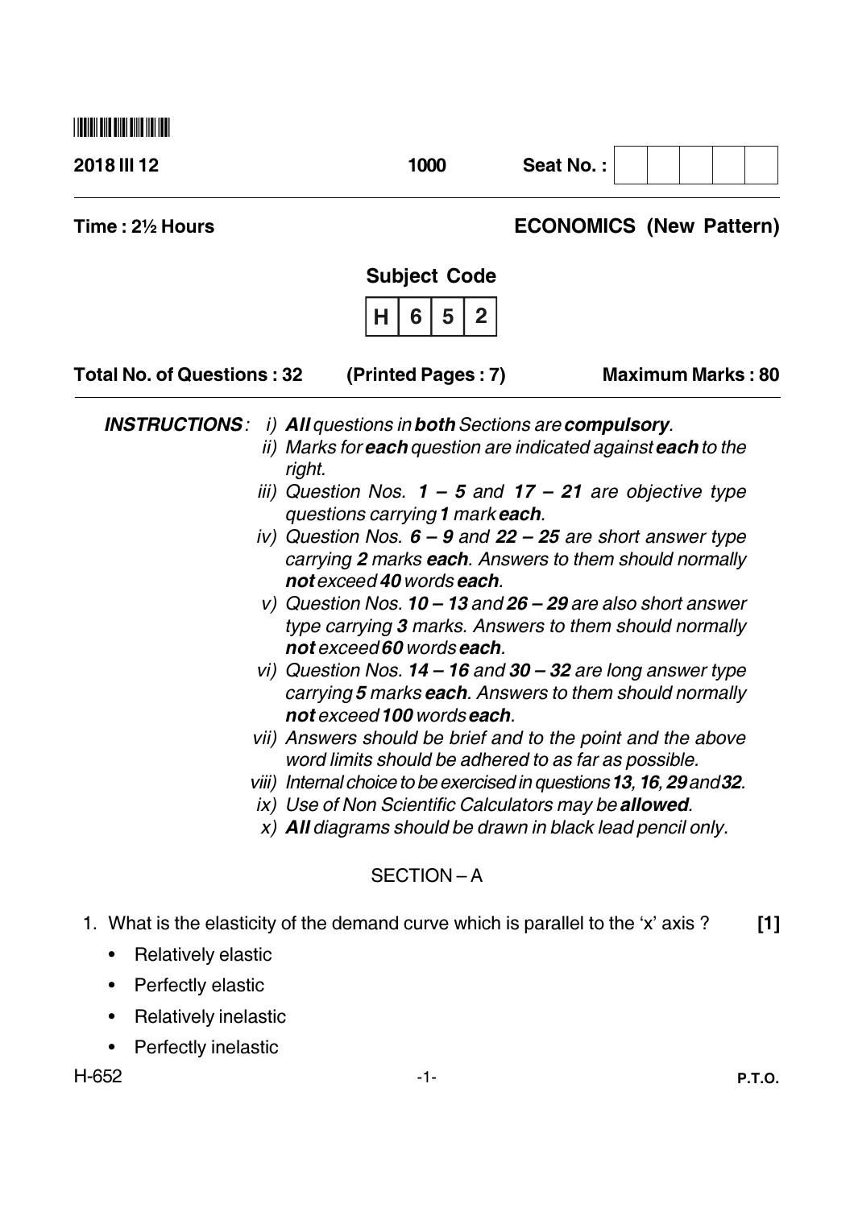**2018 III 12** **1000** **Seat No. :** | | | | | | |

**Time : 2½ Hours** **ECONOMICS (New Pattern)**

**Subject Code**

| H | 6 | 5 | 2 |
|---|---|---|---|

**Total No. of Questions : 32** **(Printed Pages : 7)** **Maximum Marks : 80**

***INSTRUCTIONS*** *:*

*i)* ***All*** *questions in* ***both*** *Sections are* ***compulsory****.*

*ii) Marks for* ***each*** *question are indicated against* ***each*** *to the right.*

*iii) Question Nos.* ***1 – 5*** *and* ***17 – 21*** *are objective type questions carrying* ***1*** *mark* ***each****.*

*iv) Question Nos.* ***6 – 9*** *and* ***22 – 25*** *are short answer type carrying* ***2*** *marks* ***each****. Answers to them should normally* ***not*** *exceed* ***40*** *words* ***each****.*

*v) Question Nos.* ***10 – 13*** *and* ***26 – 29*** *are also short answer type carrying* ***3*** *marks. Answers to them should normally* ***not*** *exceed* ***60*** *words* ***each****.*

*vi) Question Nos.* ***14 – 16*** *and* ***30 – 32*** *are long answer type carrying* ***5*** *marks* ***each****. Answers to them should normally* ***not*** *exceed* ***100*** *words* ***each****.*

*vii) Answers should be brief and to the point and the above word limits should be adhered to as far as possible.*

*viii) Internal choice to be exercised in questions* ***13, 16, 29*** *and* ***32****.*

*ix) Use of Non Scientific Calculators may be* ***allowed****.*

*x)* ***All*** *diagrams should be drawn in black lead pencil only.*

SECTION – A

1. What is the elasticity of the demand curve which is parallel to the 'x' axis ? **[1]**
   - Relatively elastic
   - Perfectly elastic
   - Relatively inelastic
   - Perfectly inelastic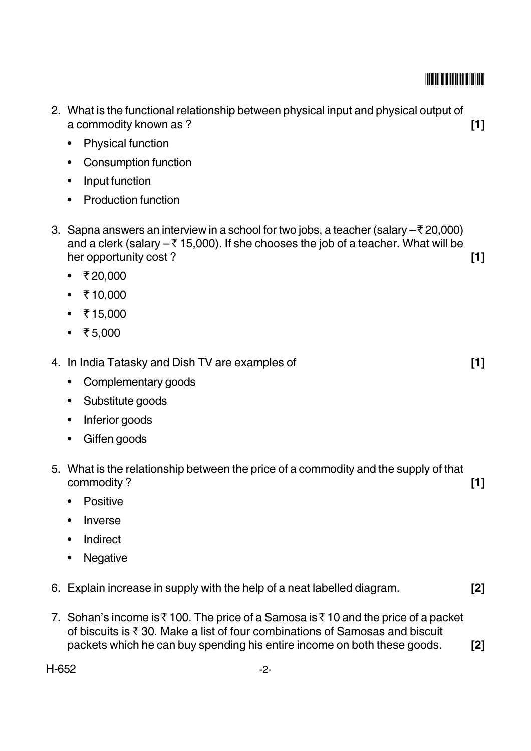2. What is the functional relationship between physical input and physical output of a commodity known as ? **[1]**
   - Physical function
   - Consumption function
   - Input function
   - Production function

3. Sapna answers an interview in a school for two jobs, a teacher (salary – ₹ 20,000) and a clerk (salary – ₹ 15,000). If she chooses the job of a teacher. What will be her opportunity cost ? **[1]**
   - ₹ 20,000
   - ₹ 10,000
   - ₹ 15,000
   - ₹ 5,000

4. In India Tatasky and Dish TV are examples of **[1]**
   - Complementary goods
   - Substitute goods
   - Inferior goods
   - Giffen goods

5. What is the relationship between the price of a commodity and the supply of that commodity ? **[1]**
   - Positive
   - Inverse
   - Indirect
   - Negative

6. Explain increase in supply with the help of a neat labelled diagram. **[2]**

7. Sohan's income is ₹ 100. The price of a Samosa is ₹ 10 and the price of a packet of biscuits is ₹ 30. Make a list of four combinations of Samosas and biscuit packets which he can buy spending his entire income on both these goods. **[2]**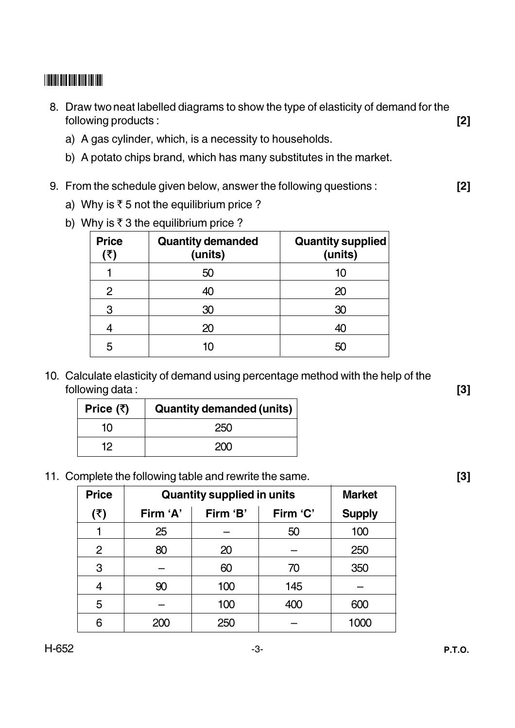8. Draw two neat labelled diagrams to show the type of elasticity of demand for the following products : **[2]**

   a) A gas cylinder, which, is a necessity to households.

   b) A potato chips brand, which has many substitutes in the market.

9. From the schedule given below, answer the following questions : **[2]**

   a) Why is ₹ 5 not the equilibrium price ?

   b) Why is ₹ 3 the equilibrium price ?

| Price (₹) | Quantity demanded (units) | Quantity supplied (units) |
|---|---|---|
| 1 | 50 | 10 |
| 2 | 40 | 20 |
| 3 | 30 | 30 |
| 4 | 20 | 40 |
| 5 | 10 | 50 |

10. Calculate elasticity of demand using percentage method with the help of the following data : **[3]**

| Price (₹) | Quantity demanded (units) |
|---|---|
| 10 | 250 |
| 12 | 200 |

11. Complete the following table and rewrite the same. **[3]**

| Price | Quantity supplied in units | | | Market |
|---|---|---|---|---|
| (₹) | Firm 'A' | Firm 'B' | Firm 'C' | Supply |
| 1 | 25 | – | 50 | 100 |
| 2 | 80 | 20 | – | 250 |
| 3 | – | 60 | 70 | 350 |
| 4 | 90 | 100 | 145 | – |
| 5 | – | 100 | 400 | 600 |
| 6 | 200 | 250 | – | 1000 |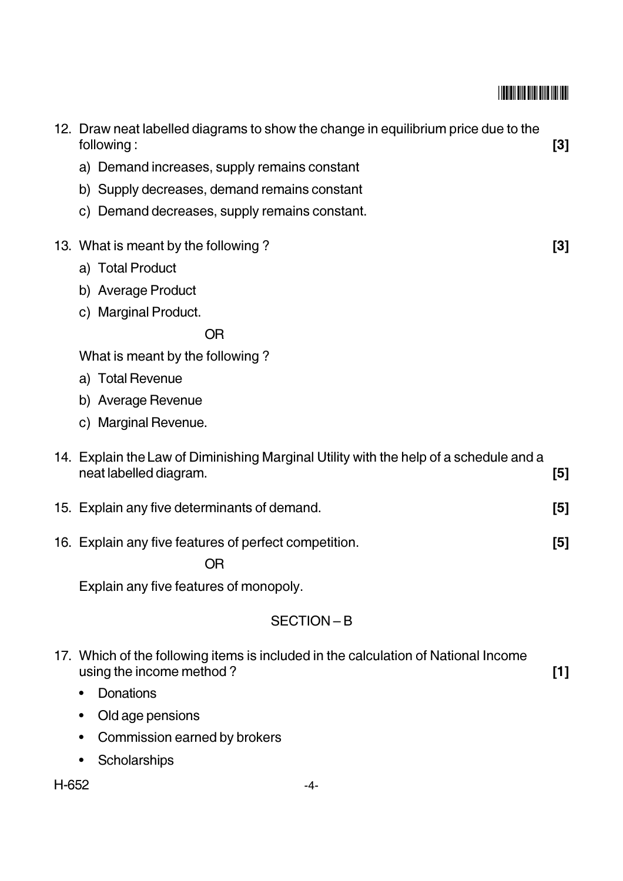12. Draw neat labelled diagrams to show the change in equilibrium price due to the following : **[3]**

    a) Demand increases, supply remains constant

    b) Supply decreases, demand remains constant

    c) Demand decreases, supply remains constant.

13. What is meant by the following ? **[3]**

    a) Total Product

    b) Average Product

    c) Marginal Product.

    OR

    What is meant by the following ?

    a) Total Revenue

    b) Average Revenue

    c) Marginal Revenue.

14. Explain the Law of Diminishing Marginal Utility with the help of a schedule and a neat labelled diagram. **[5]**

15. Explain any five determinants of demand. **[5]**

16. Explain any five features of perfect competition. **[5]**

    OR

    Explain any five features of monopoly.

## SECTION – B

17. Which of the following items is included in the calculation of National Income using the income method ? **[1]**

    - Donations
    - Old age pensions
    - Commission earned by brokers
    - Scholarships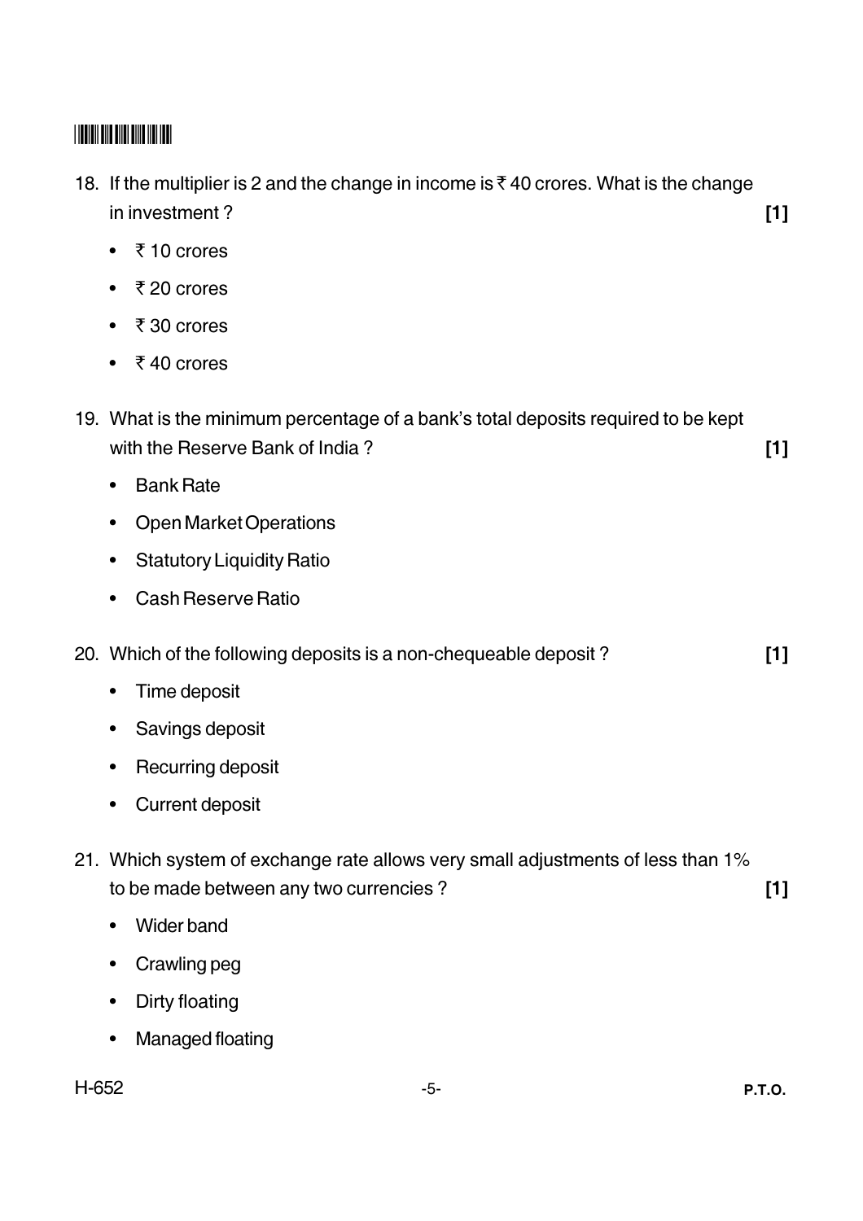18. If the multiplier is 2 and the change in income is ₹ 40 crores. What is the change in investment ? **[1]**

- ₹ 10 crores
- ₹ 20 crores
- ₹ 30 crores
- ₹ 40 crores

19. What is the minimum percentage of a bank's total deposits required to be kept with the Reserve Bank of India ? **[1]**

- Bank Rate
- Open Market Operations
- Statutory Liquidity Ratio
- Cash Reserve Ratio

20. Which of the following deposits is a non-chequeable deposit ? **[1]**

- Time deposit
- Savings deposit
- Recurring deposit
- Current deposit

21. Which system of exchange rate allows very small adjustments of less than 1% to be made between any two currencies ? **[1]**

- Wider band
- Crawling peg
- Dirty floating
- Managed floating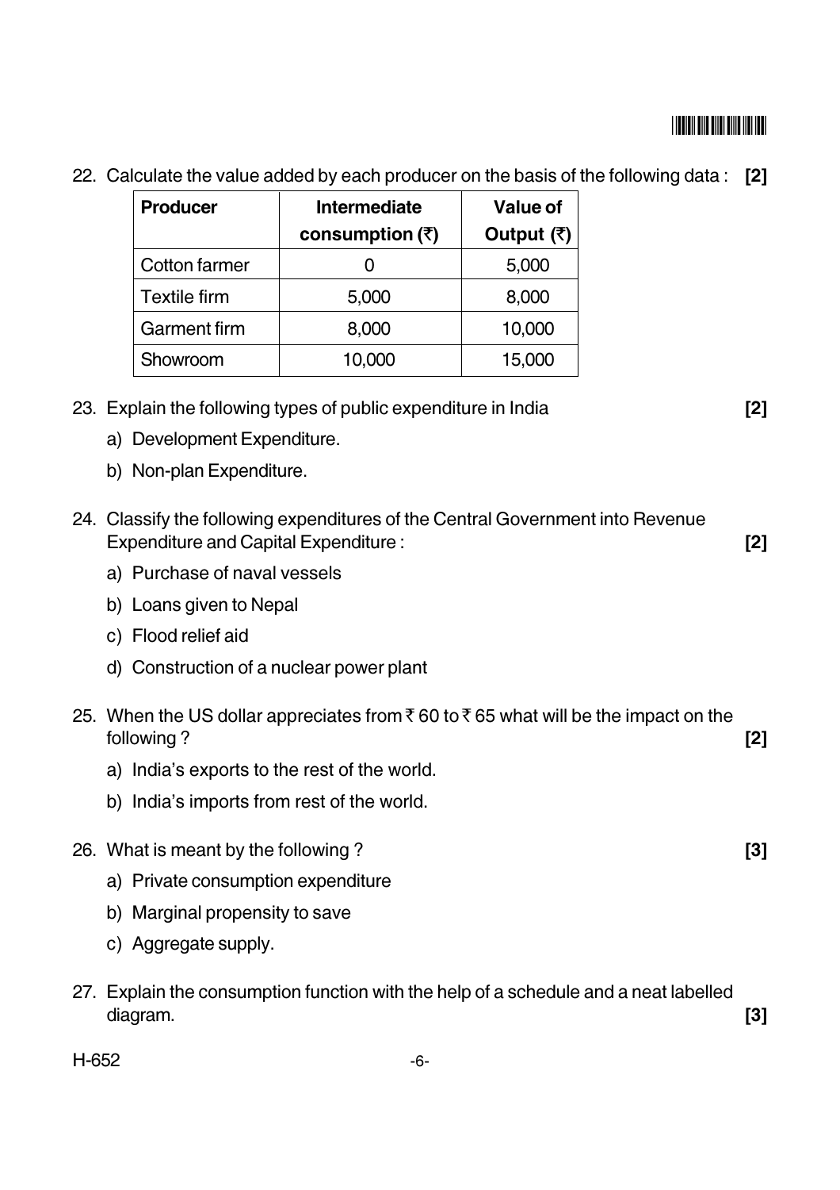22. Calculate the value added by each producer on the basis of the following data : **[2]**

| **Producer** | **Intermediate consumption (₹)** | **Value of Output (₹)** |
|---|---|---|
| Cotton farmer | 0 | 5,000 |
| Textile firm | 5,000 | 8,000 |
| Garment firm | 8,000 | 10,000 |
| Showroom | 10,000 | 15,000 |

23. Explain the following types of public expenditure in India **[2]**

    a) Development Expenditure.

    b) Non-plan Expenditure.

24. Classify the following expenditures of the Central Government into Revenue Expenditure and Capital Expenditure : **[2]**

    a) Purchase of naval vessels

    b) Loans given to Nepal

    c) Flood relief aid

    d) Construction of a nuclear power plant

25. When the US dollar appreciates from ₹ 60 to ₹ 65 what will be the impact on the following ? **[2]**

    a) India's exports to the rest of the world.

    b) India's imports from rest of the world.

26. What is meant by the following ? **[3]**

    a) Private consumption expenditure

    b) Marginal propensity to save

    c) Aggregate supply.

27. Explain the consumption function with the help of a schedule and a neat labelled diagram. **[3]**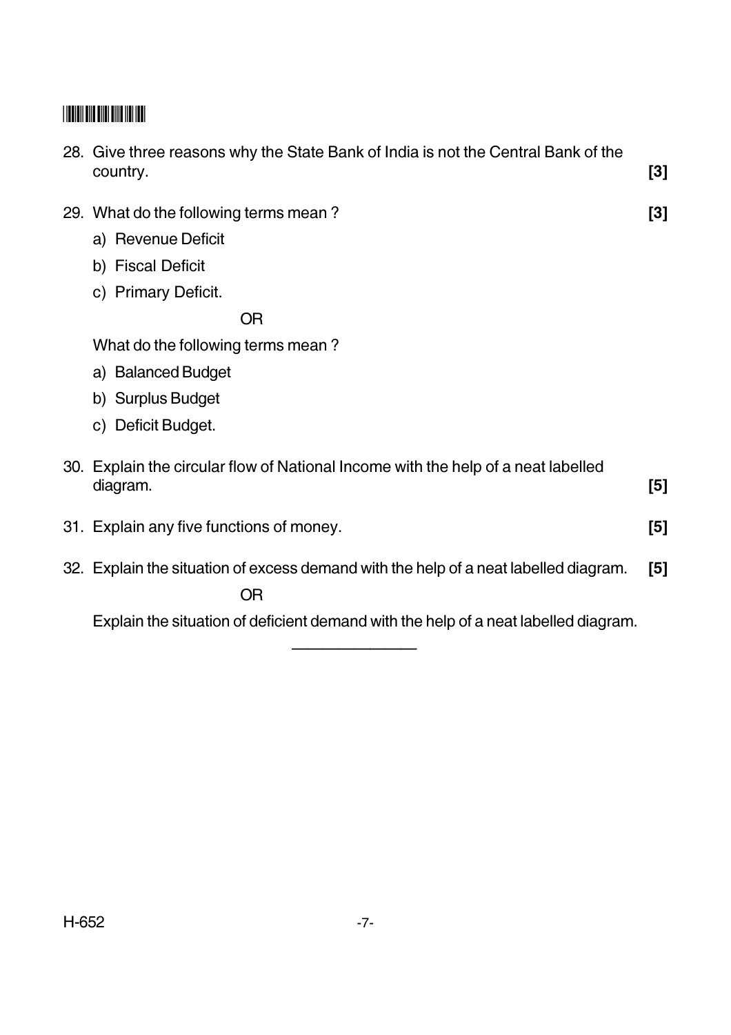28. Give three reasons why the State Bank of India is not the Central Bank of the country. **[3]**

29. What do the following terms mean ? **[3]**

    a) Revenue Deficit

    b) Fiscal Deficit

    c) Primary Deficit.

    OR

    What do the following terms mean ?

    a) Balanced Budget

    b) Surplus Budget

    c) Deficit Budget.

30. Explain the circular flow of National Income with the help of a neat labelled diagram. **[5]**

31. Explain any five functions of money. **[5]**

32. Explain the situation of excess demand with the help of a neat labelled diagram. **[5]**

    OR

    Explain the situation of deficient demand with the help of a neat labelled diagram.

---